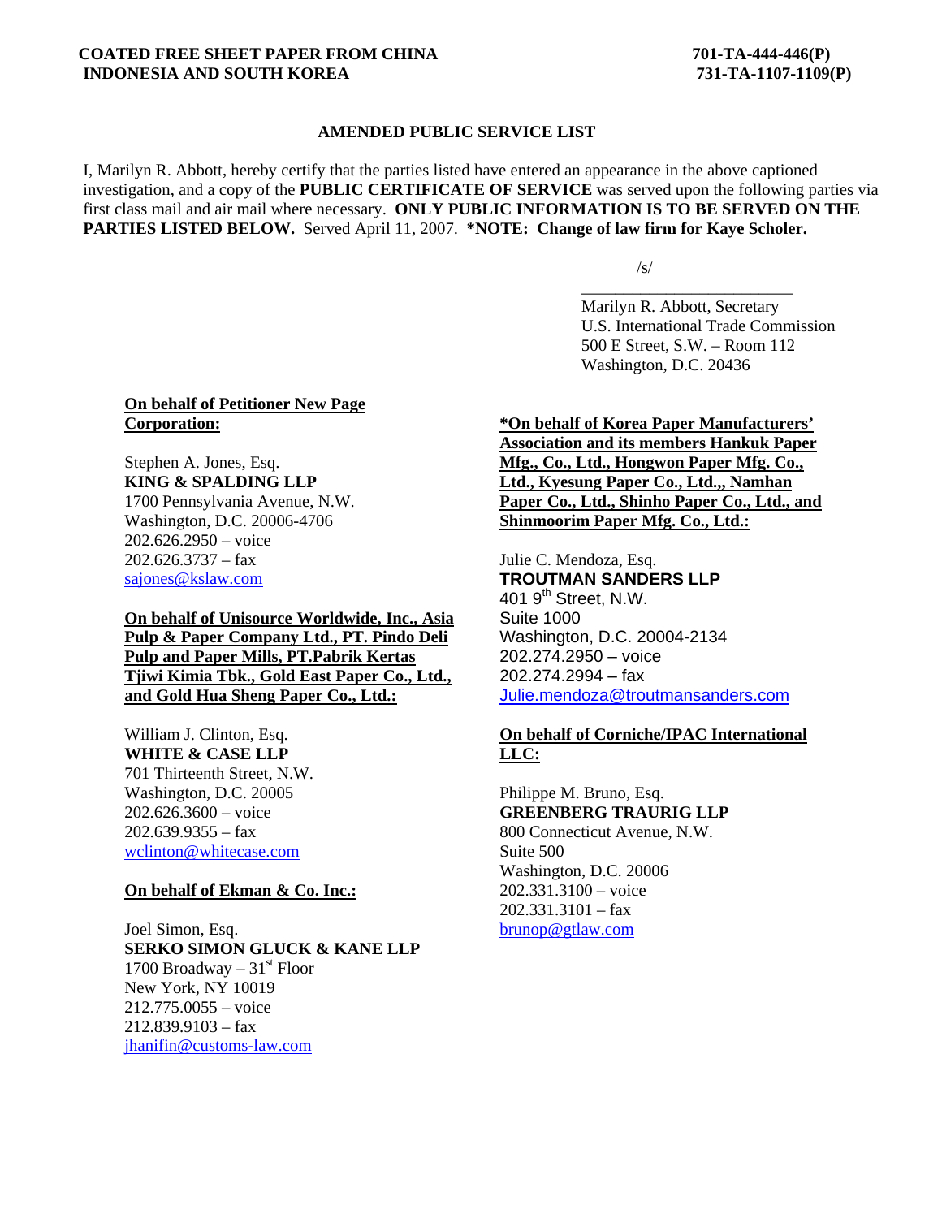**COATED FREE SHEET PAPER FROM CHINA INDONESIA AND SOUTH KOREA**

**701-TA-444-446(P)**
**731-TA-1107-1109(P)**

**AMENDED PUBLIC SERVICE LIST**

I, Marilyn R. Abbott, hereby certify that the parties listed have entered an appearance in the above captioned investigation, and a copy of the **PUBLIC CERTIFICATE OF SERVICE** was served upon the following parties via first class mail and air mail where necessary. **ONLY PUBLIC INFORMATION IS TO BE SERVED ON THE PARTIES LISTED BELOW.** Served April 11, 2007. **\*NOTE: Change of law firm for Kaye Scholer.**

/s/

Marilyn R. Abbott, Secretary
U.S. International Trade Commission
500 E Street, S.W. – Room 112
Washington, D.C. 20436

**On behalf of Petitioner New Page Corporation:**

Stephen A. Jones, Esq.
**KING & SPALDING LLP**
1700 Pennsylvania Avenue, N.W.
Washington, D.C. 20006-4706
202.626.2950 – voice
202.626.3737 – fax
sajones@kslaw.com

**On behalf of Unisource Worldwide, Inc., Asia Pulp & Paper Company Ltd., PT. Pindo Deli Pulp and Paper Mills, PT.Pabrik Kertas Tjiwi Kimia Tbk., Gold East Paper Co., Ltd., and Gold Hua Sheng Paper Co., Ltd.:**

William J. Clinton, Esq.
**WHITE & CASE LLP**
701 Thirteenth Street, N.W.
Washington, D.C. 20005
202.626.3600 – voice
202.639.9355 – fax
wclinton@whitecase.com

**On behalf of Ekman & Co. Inc.:**

Joel Simon, Esq.
**SERKO SIMON GLUCK & KANE LLP**
1700 Broadway – 31st Floor
New York, NY 10019
212.775.0055 – voice
212.839.9103 – fax
jhanifin@customs-law.com

**\*On behalf of Korea Paper Manufacturers' Association and its members Hankuk Paper Mfg., Co., Ltd., Hongwon Paper Mfg. Co., Ltd., Kyesung Paper Co., Ltd.,, Namhan Paper Co., Ltd., Shinho Paper Co., Ltd., and Shinmoorim Paper Mfg. Co., Ltd.:**

Julie C. Mendoza, Esq.
**TROUTMAN SANDERS LLP**
401 9th Street, N.W.
Suite 1000
Washington, D.C. 20004-2134
202.274.2950 – voice
202.274.2994 – fax
Julie.mendoza@troutmansanders.com

**On behalf of Corniche/IPAC International LLC:**

Philippe M. Bruno, Esq.
**GREENBERG TRAURIG LLP**
800 Connecticut Avenue, N.W.
Suite 500
Washington, D.C. 20006
202.331.3100 – voice
202.331.3101 – fax
brunop@gtlaw.com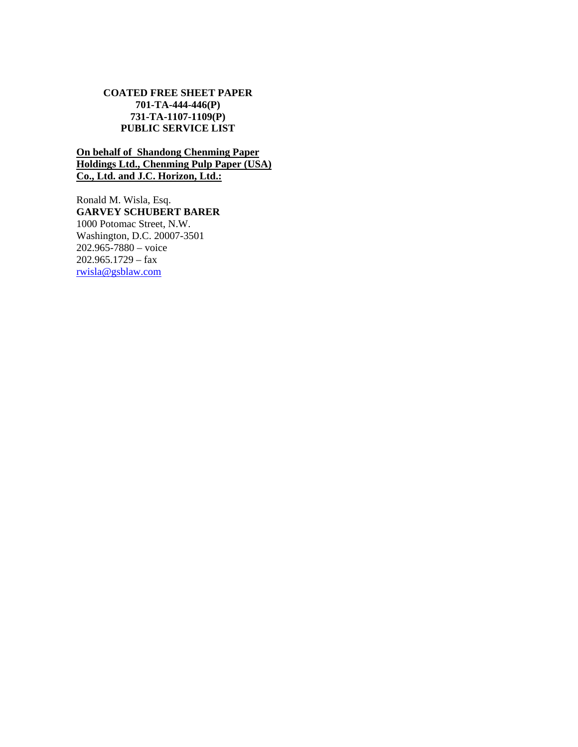**COATED FREE SHEET PAPER**
**701-TA-444-446(P)**
**731-TA-1107-1109(P)**
**PUBLIC SERVICE LIST**

**On behalf of Shandong Chenming Paper Holdings Ltd., Chenming Pulp Paper (USA) Co., Ltd. and J.C. Horizon, Ltd.:**

Ronald M. Wisla, Esq.
**GARVEY SCHUBERT BARER**
1000 Potomac Street, N.W.
Washington, D.C. 20007-3501
202.965-7880 – voice
202.965.1729 – fax
rwisla@gsblaw.com